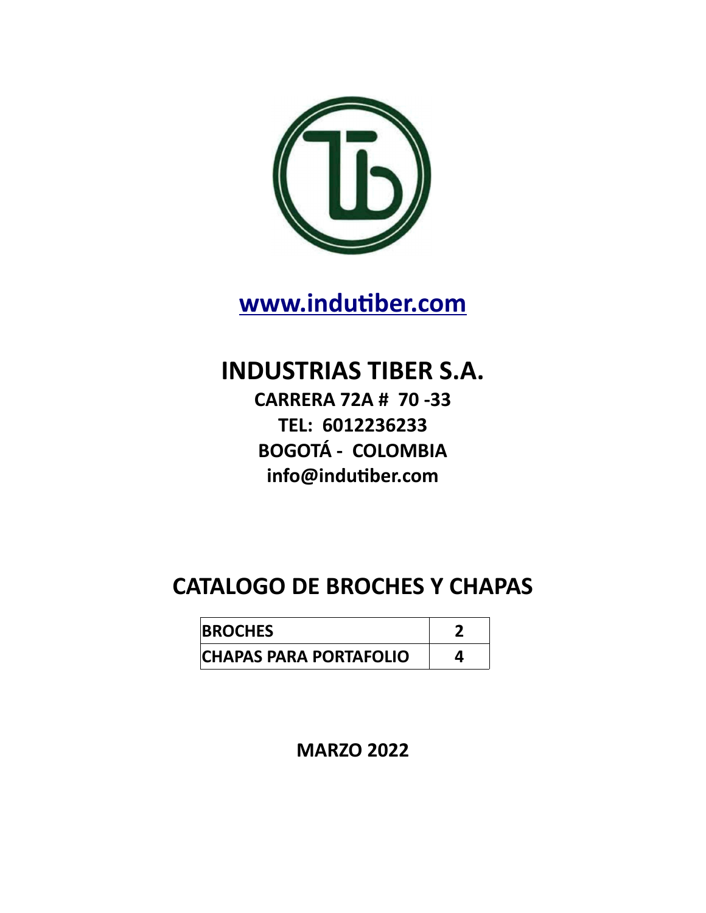www.indutiber.com

# INDUSTRIAS TIBER S.A.

**CARRERA 72A # 70 -33**

**TEL: 6012236233**

**BOGOTÁ - COLOMBIA**

**info@indutiber.com**

## CATALOGO DE BROCHES Y CHAPAS

| | |
|---|---|
| **BROCHES** | **2** |
| **CHAPAS PARA PORTAFOLIO** | **4** |

**MARZO 2022**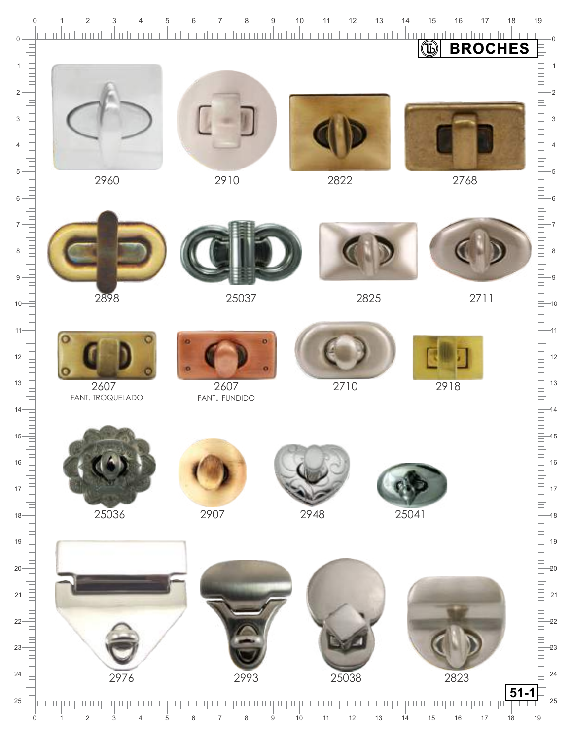# BROCHES

2960

2910

2822

2768

2898

25037

2825

2711

2607
FANT. TROQUELADO

2607
FANT. FUNDIDO

2710

2918

25036

2907

2948

25041

2976

2993

25038

2823

51-1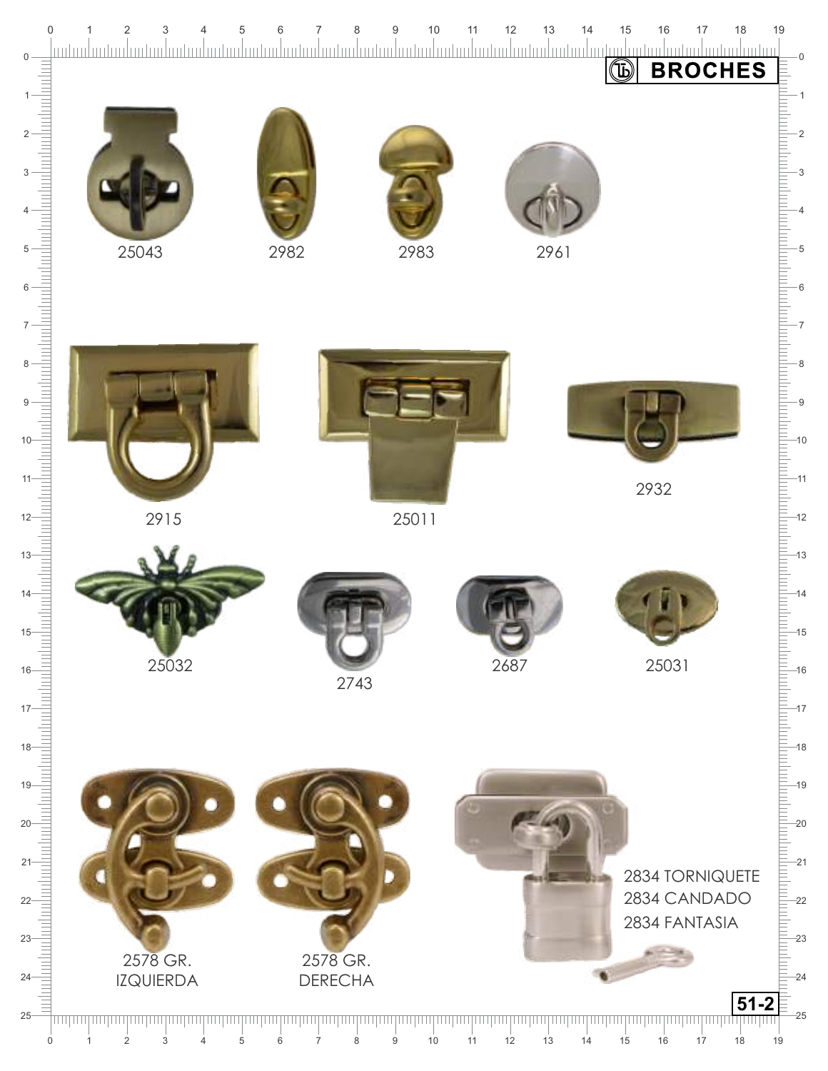# BROCHES

25043

2982

2983

2961

2915

25011

2932

25032

2743

2687

25031

2578 GR.
IZQUIERDA

2578 GR.
DERECHA

2834 TORNIQUETE
2834 CANDADO
2834 FANTASIA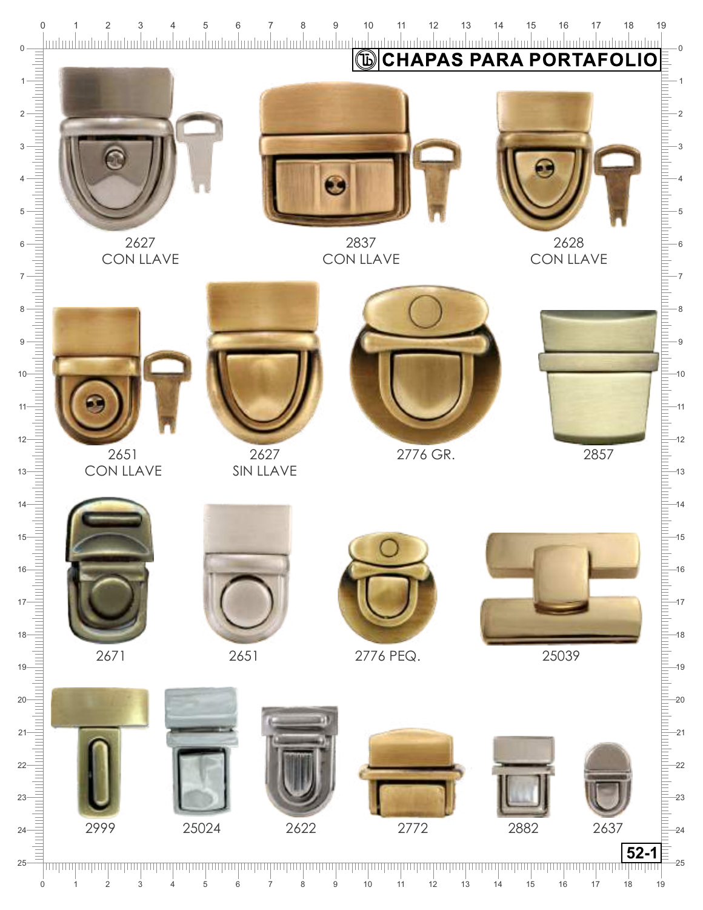# CHAPAS PARA PORTAFOLIO

2627
CON LLAVE

2837
CON LLAVE

2628
CON LLAVE

2651
CON LLAVE

2627
SIN LLAVE

2776 GR.

2857

2671

2651

2776 PEQ.

25039

2999

25024

2622

2772

2882

2637

52-1